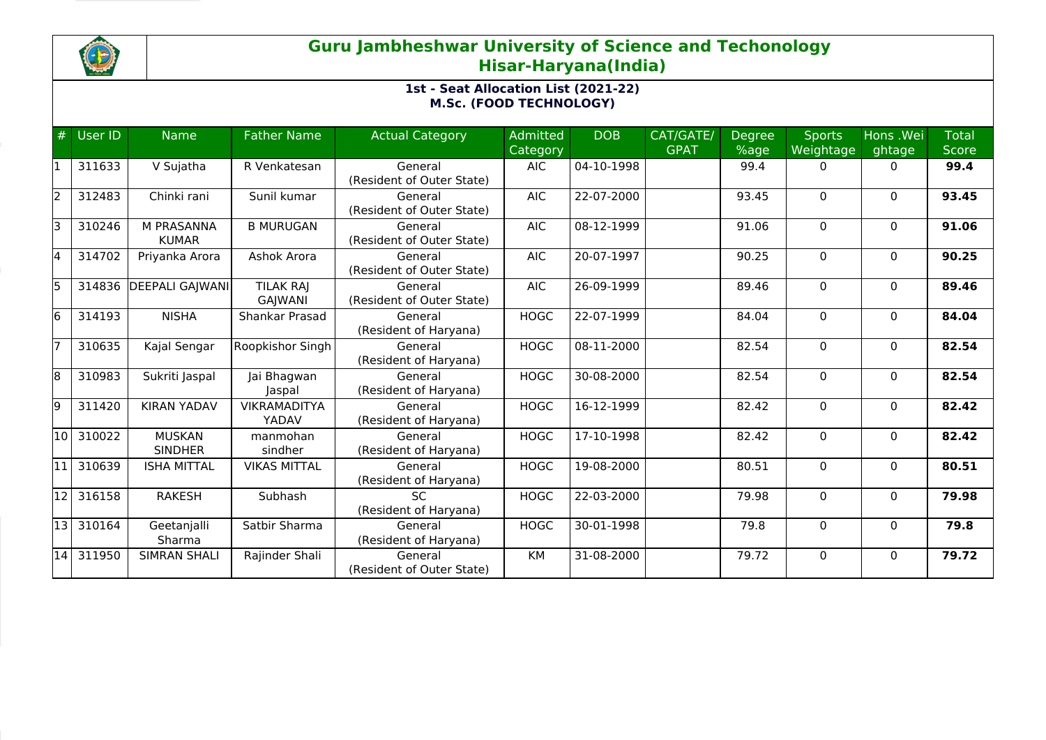# Guru Jambheshwar University of Science and Techonology
## Hisar-Haryana(India)

### 1st - Seat Allocation List (2021-22)
### M.Sc. (FOOD TECHNOLOGY)

| # | User ID | Name | Father Name | Actual Category | Admitted Category | DOB | CAT/GATE/ GPAT | Degree %age | Sports Weightage | Hons .Weightage | Total Score |
|---|---|---|---|---|---|---|---|---|---|---|---|
| 1 | 311633 | V Sujatha | R Venkatesan | General (Resident of Outer State) | AIC | 04-10-1998 | | 99.4 | 0 | 0 | **99.4** |
| 2 | 312483 | Chinki rani | Sunil kumar | General (Resident of Outer State) | AIC | 22-07-2000 | | 93.45 | 0 | 0 | **93.45** |
| 3 | 310246 | M PRASANNA KUMAR | B MURUGAN | General (Resident of Outer State) | AIC | 08-12-1999 | | 91.06 | 0 | 0 | **91.06** |
| 4 | 314702 | Priyanka Arora | Ashok Arora | General (Resident of Outer State) | AIC | 20-07-1997 | | 90.25 | 0 | 0 | **90.25** |
| 5 | 314836 | DEEPALI GAJWANI | TILAK RAJ GAJWANI | General (Resident of Outer State) | AIC | 26-09-1999 | | 89.46 | 0 | 0 | **89.46** |
| 6 | 314193 | NISHA | Shankar Prasad | General (Resident of Haryana) | HOGC | 22-07-1999 | | 84.04 | 0 | 0 | **84.04** |
| 7 | 310635 | Kajal Sengar | Roopkishor Singh | General (Resident of Haryana) | HOGC | 08-11-2000 | | 82.54 | 0 | 0 | **82.54** |
| 8 | 310983 | Sukriti Jaspal | Jai Bhagwan Jaspal | General (Resident of Haryana) | HOGC | 30-08-2000 | | 82.54 | 0 | 0 | **82.54** |
| 9 | 311420 | KIRAN YADAV | VIKRAMADITYA YADAV | General (Resident of Haryana) | HOGC | 16-12-1999 | | 82.42 | 0 | 0 | **82.42** |
| 10 | 310022 | MUSKAN SINDHER | manmohan sindher | General (Resident of Haryana) | HOGC | 17-10-1998 | | 82.42 | 0 | 0 | **82.42** |
| 11 | 310639 | ISHA MITTAL | VIKAS MITTAL | General (Resident of Haryana) | HOGC | 19-08-2000 | | 80.51 | 0 | 0 | **80.51** |
| 12 | 316158 | RAKESH | Subhash | SC (Resident of Haryana) | HOGC | 22-03-2000 | | 79.98 | 0 | 0 | **79.98** |
| 13 | 310164 | Geetanjalli Sharma | Satbir Sharma | General (Resident of Haryana) | HOGC | 30-01-1998 | | 79.8 | 0 | 0 | **79.8** |
| 14 | 311950 | SIMRAN SHALI | Rajinder Shali | General (Resident of Outer State) | KM | 31-08-2000 | | 79.72 | 0 | 0 | **79.72** |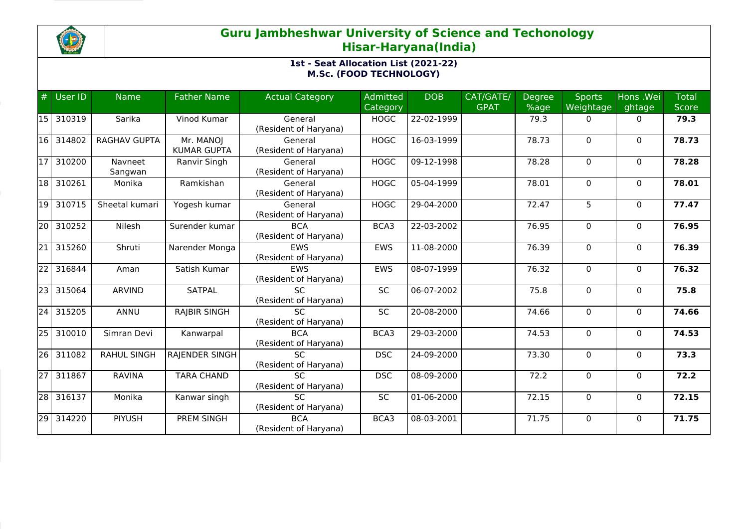# Guru Jambheshwar University of Science and Techonology
## Hisar-Haryana(India)

### 1st - Seat Allocation List (2021-22)
### M.Sc. (FOOD TECHNOLOGY)

| # | User ID | Name | Father Name | Actual Category | Admitted Category | DOB | CAT/GATE/ GPAT | Degree %age | Sports Weightage | Hons .Wei ghtage | Total Score |
|---|---|---|---|---|---|---|---|---|---|---|---|
| 15 | 310319 | Sarika | Vinod Kumar | General (Resident of Haryana) | HOGC | 22-02-1999 | | 79.3 | 0 | 0 | **79.3** |
| 16 | 314802 | RAGHAV GUPTA | Mr. MANOJ KUMAR GUPTA | General (Resident of Haryana) | HOGC | 16-03-1999 | | 78.73 | 0 | 0 | **78.73** |
| 17 | 310200 | Navneet Sangwan | Ranvir Singh | General (Resident of Haryana) | HOGC | 09-12-1998 | | 78.28 | 0 | 0 | **78.28** |
| 18 | 310261 | Monika | Ramkishan | General (Resident of Haryana) | HOGC | 05-04-1999 | | 78.01 | 0 | 0 | **78.01** |
| 19 | 310715 | Sheetal kumari | Yogesh kumar | General (Resident of Haryana) | HOGC | 29-04-2000 | | 72.47 | 5 | 0 | **77.47** |
| 20 | 310252 | Nilesh | Surender kumar | BCA (Resident of Haryana) | BCA3 | 22-03-2002 | | 76.95 | 0 | 0 | **76.95** |
| 21 | 315260 | Shruti | Narender Monga | EWS (Resident of Haryana) | EWS | 11-08-2000 | | 76.39 | 0 | 0 | **76.39** |
| 22 | 316844 | Aman | Satish Kumar | EWS (Resident of Haryana) | EWS | 08-07-1999 | | 76.32 | 0 | 0 | **76.32** |
| 23 | 315064 | ARVIND | SATPAL | SC (Resident of Haryana) | SC | 06-07-2002 | | 75.8 | 0 | 0 | **75.8** |
| 24 | 315205 | ANNU | RAJBIR SINGH | SC (Resident of Haryana) | SC | 20-08-2000 | | 74.66 | 0 | 0 | **74.66** |
| 25 | 310010 | Simran Devi | Kanwarpal | BCA (Resident of Haryana) | BCA3 | 29-03-2000 | | 74.53 | 0 | 0 | **74.53** |
| 26 | 311082 | RAHUL SINGH | RAJENDER SINGH | SC (Resident of Haryana) | DSC | 24-09-2000 | | 73.30 | 0 | 0 | **73.3** |
| 27 | 311867 | RAVINA | TARA CHAND | SC (Resident of Haryana) | DSC | 08-09-2000 | | 72.2 | 0 | 0 | **72.2** |
| 28 | 316137 | Monika | Kanwar singh | SC (Resident of Haryana) | SC | 01-06-2000 | | 72.15 | 0 | 0 | **72.15** |
| 29 | 314220 | PIYUSH | PREM SINGH | BCA (Resident of Haryana) | BCA3 | 08-03-2001 | | 71.75 | 0 | 0 | **71.75** |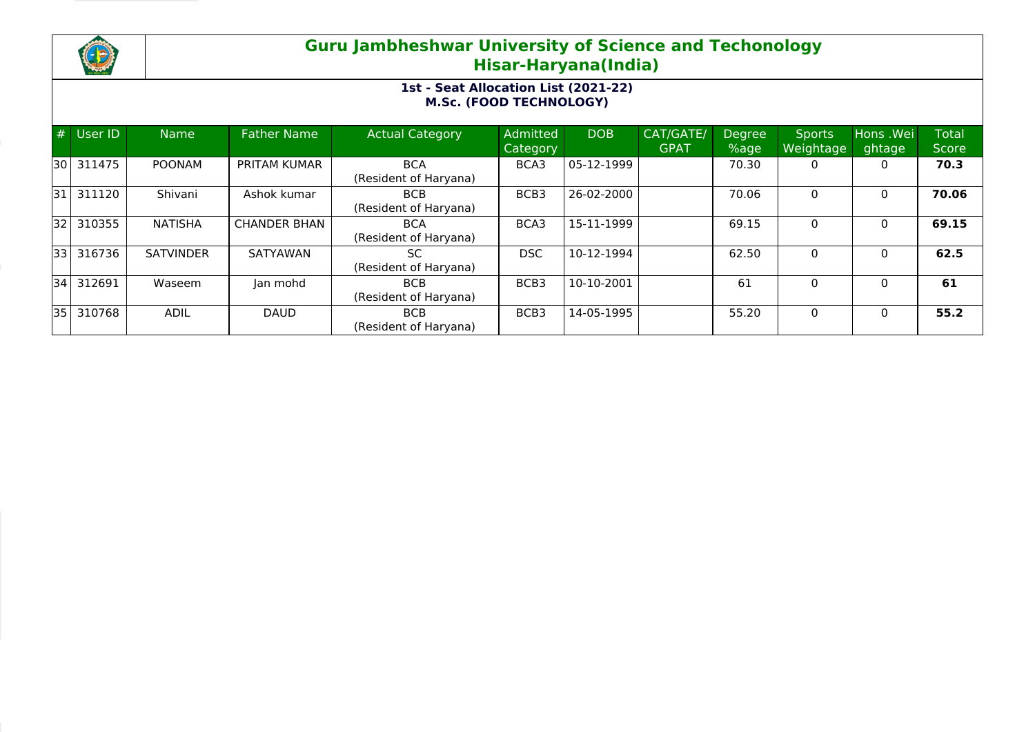# Guru Jambheshwar University of Science and Techonology
## Hisar-Haryana(India)

### 1st - Seat Allocation List (2021-22)
### M.Sc. (FOOD TECHNOLOGY)

| # | User ID | Name | Father Name | Actual Category | Admitted Category | DOB | CAT/GATE/ GPAT | Degree %age | Sports Weightage | Hons .Weightage | Total Score |
|---|---|---|---|---|---|---|---|---|---|---|---|
| 30 | 311475 | POONAM | PRITAM KUMAR | BCA (Resident of Haryana) | BCA3 | 05-12-1999 | | 70.30 | 0 | 0 | **70.3** |
| 31 | 311120 | Shivani | Ashok kumar | BCB (Resident of Haryana) | BCB3 | 26-02-2000 | | 70.06 | 0 | 0 | **70.06** |
| 32 | 310355 | NATISHA | CHANDER BHAN | BCA (Resident of Haryana) | BCA3 | 15-11-1999 | | 69.15 | 0 | 0 | **69.15** |
| 33 | 316736 | SATVINDER | SATYAWAN | SC (Resident of Haryana) | DSC | 10-12-1994 | | 62.50 | 0 | 0 | **62.5** |
| 34 | 312691 | Waseem | Jan mohd | BCB (Resident of Haryana) | BCB3 | 10-10-2001 | | 61 | 0 | 0 | **61** |
| 35 | 310768 | ADIL | DAUD | BCB (Resident of Haryana) | BCB3 | 14-05-1995 | | 55.20 | 0 | 0 | **55.2** |